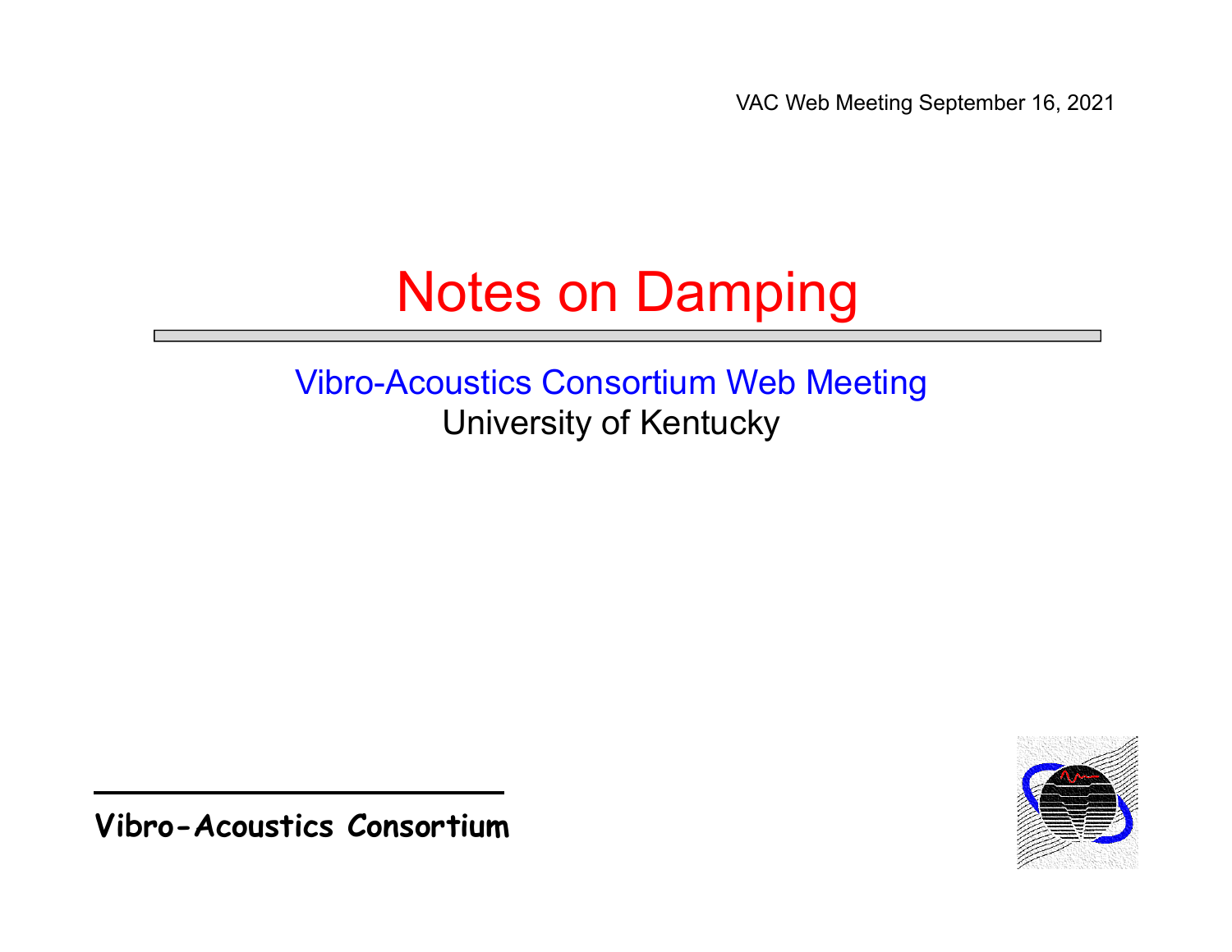VAC Web Meeting September 16, 2021

# Notes on Damping

Vibro-Acoustics Consortium Web Meeting

University of Kentucky

**Vibro-Acoustics Consortium**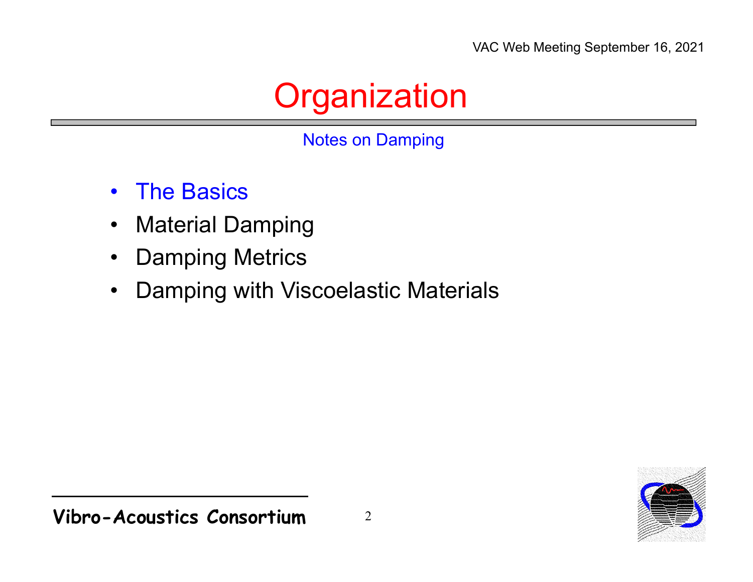# Organization

Notes on Damping

- The Basics
- Material Damping
- Damping Metrics
- Damping with Viscoelastic Materials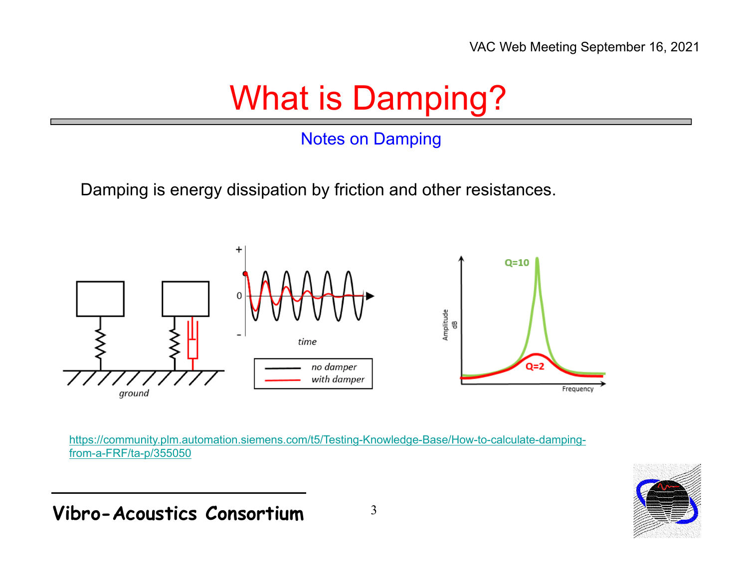# What is Damping?

Notes on Damping

Damping is energy dissipation by friction and other resistances.

https://community.plm.automation.siemens.com/t5/Testing-Knowledge-Base/How-to-calculate-damping-from-a-FRF/ta-p/355050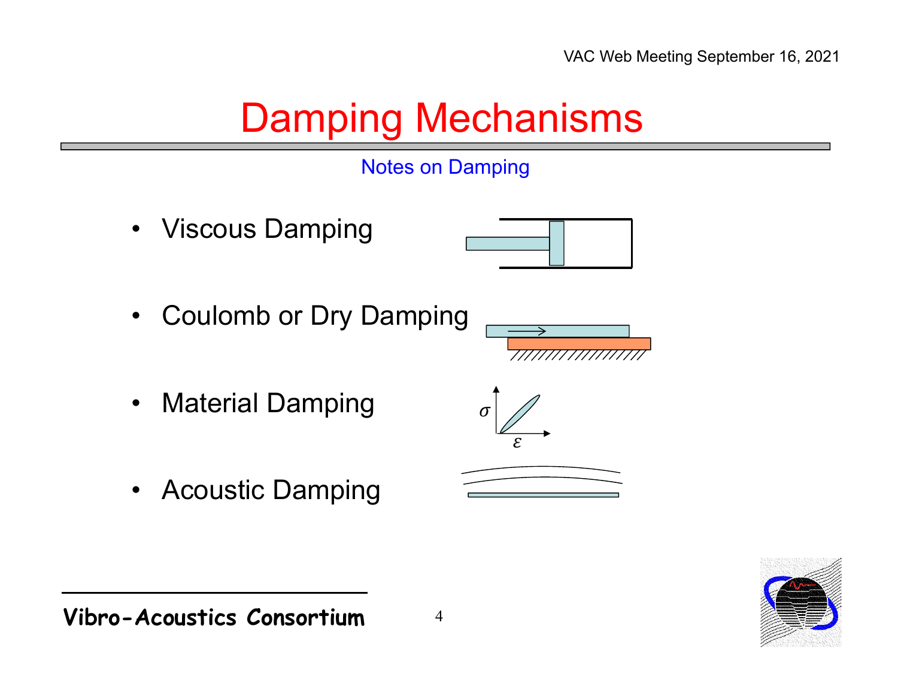# Damping Mechanisms

Notes on Damping

- Viscous Damping
- Coulomb or Dry Damping
- Material Damping
- Acoustic Damping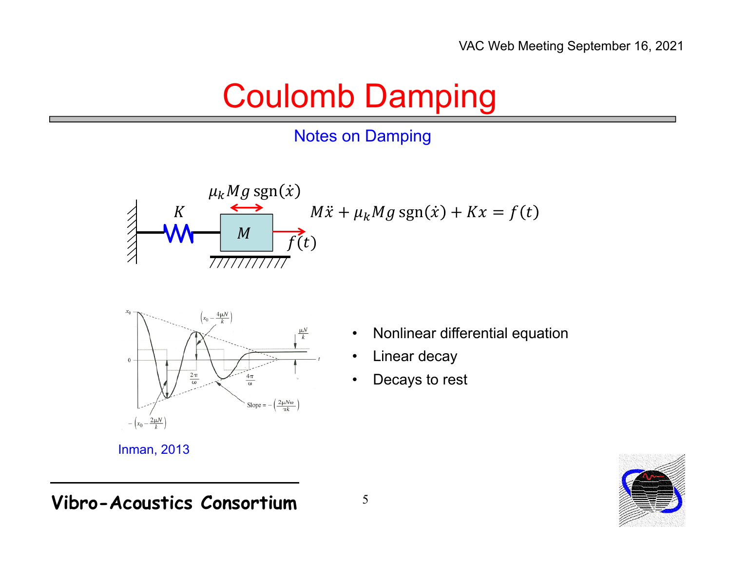# Coulomb Damping

## Notes on Damping

$$M\ddot{x} + \mu_k M g \,\mathrm{sgn}(\dot{x}) + Kx = f(t)$$

Inman, 2013

- Nonlinear differential equation
- Linear decay
- Decays to rest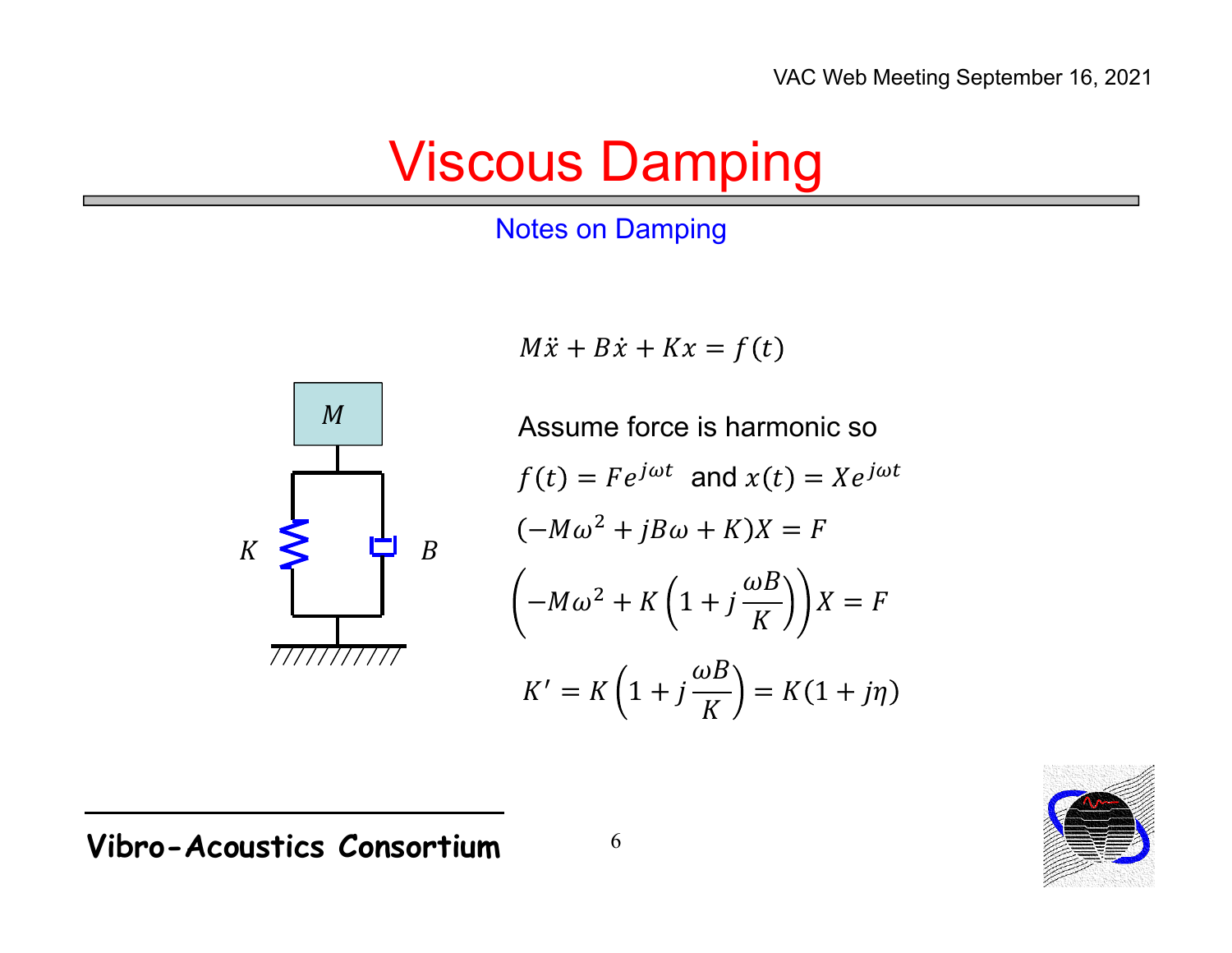# Viscous Damping

## Notes on Damping

$$M\ddot{x} + B\dot{x} + Kx = f(t)$$

Assume force is harmonic so

$f(t) = Fe^{j\omega t}$ and $x(t) = Xe^{j\omega t}$

$$(-M\omega^2 + jB\omega + K)X = F$$

$$\left(-M\omega^2 + K\left(1 + j\frac{\omega B}{K}\right)\right)X = F$$

$$K' = K\left(1 + j\frac{\omega B}{K}\right) = K(1 + j\eta)$$

$M$

$K$

$B$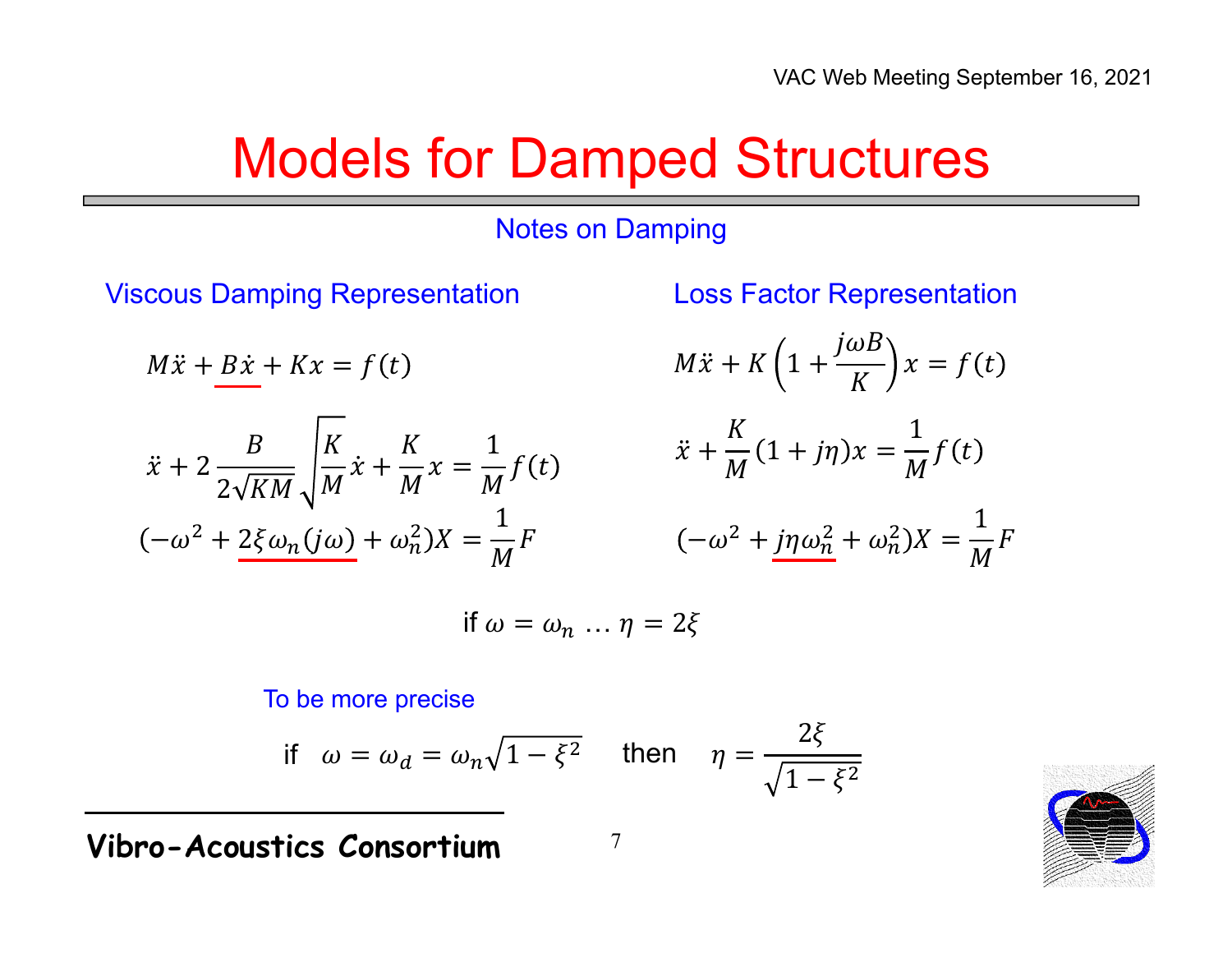# Models for Damped Structures

## Notes on Damping

### Viscous Damping Representation

$$M\ddot{x} + \underline{B\dot{x}} + Kx = f(t)$$

$$\ddot{x} + 2\frac{B}{2\sqrt{KM}}\sqrt{\frac{K}{M}}\dot{x} + \frac{K}{M}x = \frac{1}{M}f(t)$$

$$(-\omega^2 + \underline{2\xi\omega_n(j\omega)} + \omega_n^2)X = \frac{1}{M}F$$

### Loss Factor Representation

$$M\ddot{x} + K\left(1 + \frac{j\omega B}{K}\right)x = f(t)$$

$$\ddot{x} + \frac{K}{M}(1 + j\eta)x = \frac{1}{M}f(t)$$

$$(-\omega^2 + \underline{j\eta\omega_n^2} + \omega_n^2)X = \frac{1}{M}F$$

if $\omega = \omega_n \ldots \eta = 2\xi$

To be more precise

if $\omega = \omega_d = \omega_n\sqrt{1-\xi^2}$ then $\eta = \dfrac{2\xi}{\sqrt{1-\xi^2}}$

**Vibro-Acoustics Consortium**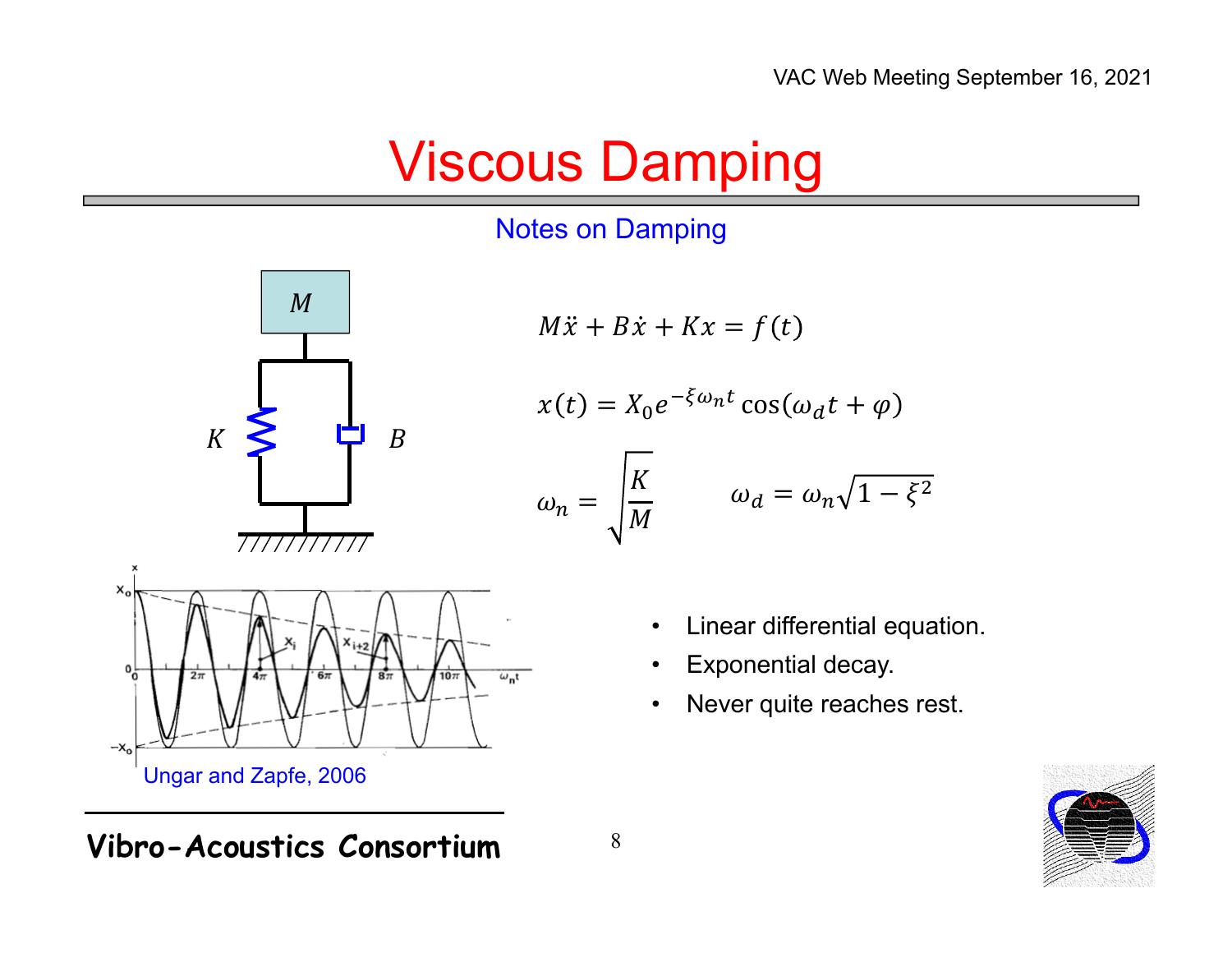# Viscous Damping

## Notes on Damping

$$M\ddot{x} + B\dot{x} + Kx = f(t)$$

$$x(t) = X_0 e^{-\xi\omega_n t}\cos(\omega_d t + \varphi)$$

$$\omega_n = \sqrt{\frac{K}{M}} \qquad \omega_d = \omega_n\sqrt{1-\xi^2}$$

Ungar and Zapfe, 2006

- Linear differential equation.
- Exponential decay.
- Never quite reaches rest.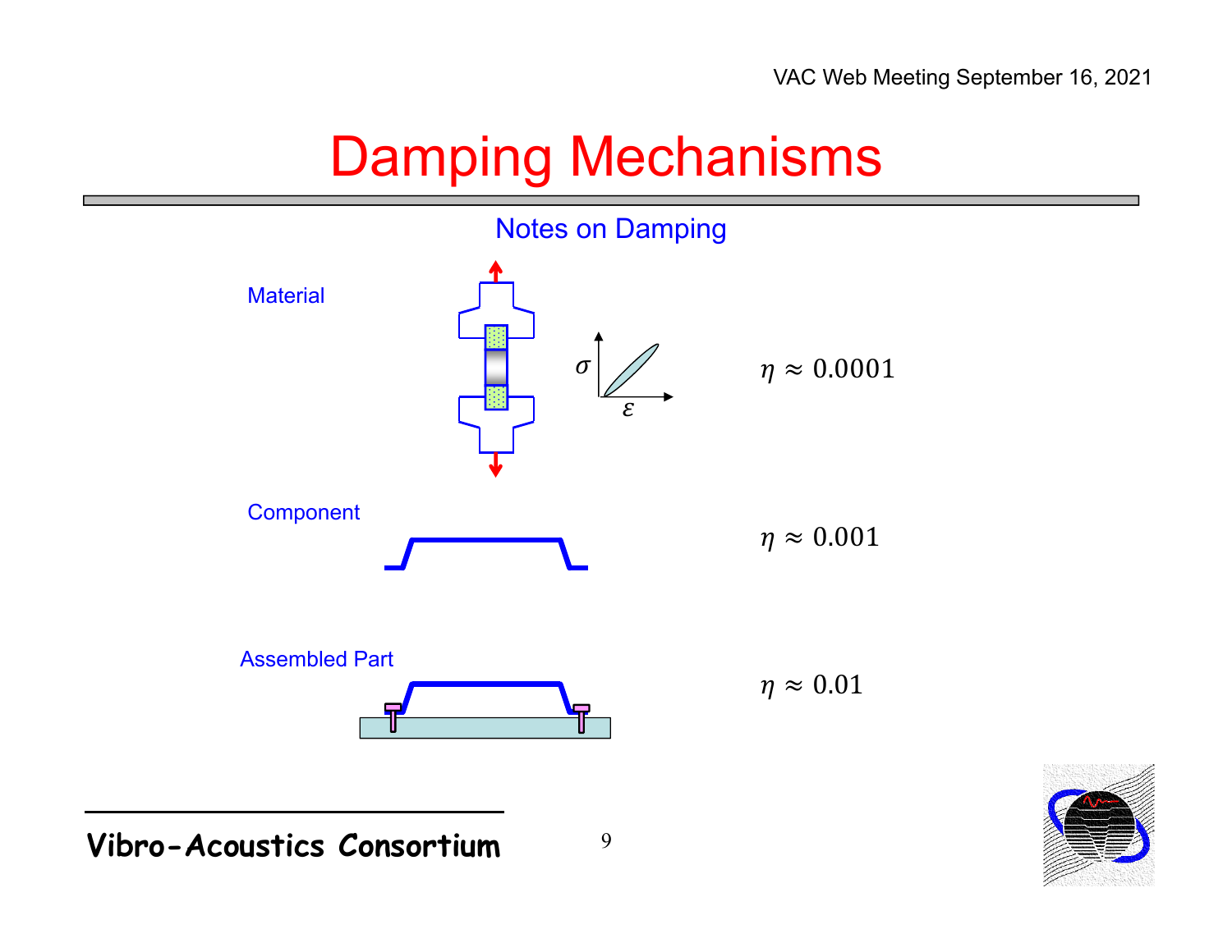# Damping Mechanisms

## Notes on Damping

Material

$\sigma$

$\varepsilon$

$\eta \approx 0.0001$

Component

$\eta \approx 0.001$

Assembled Part

$\eta \approx 0.01$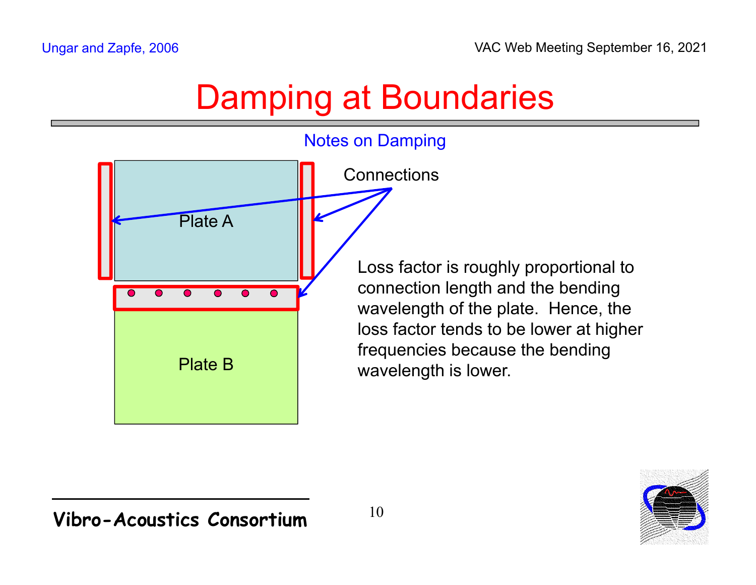Ungar and Zapfe, 2006

# Damping at Boundaries

## Notes on Damping

Plate A

Plate B

Connections

Loss factor is roughly proportional to connection length and the bending wavelength of the plate. Hence, the loss factor tends to be lower at higher frequencies because the bending wavelength is lower.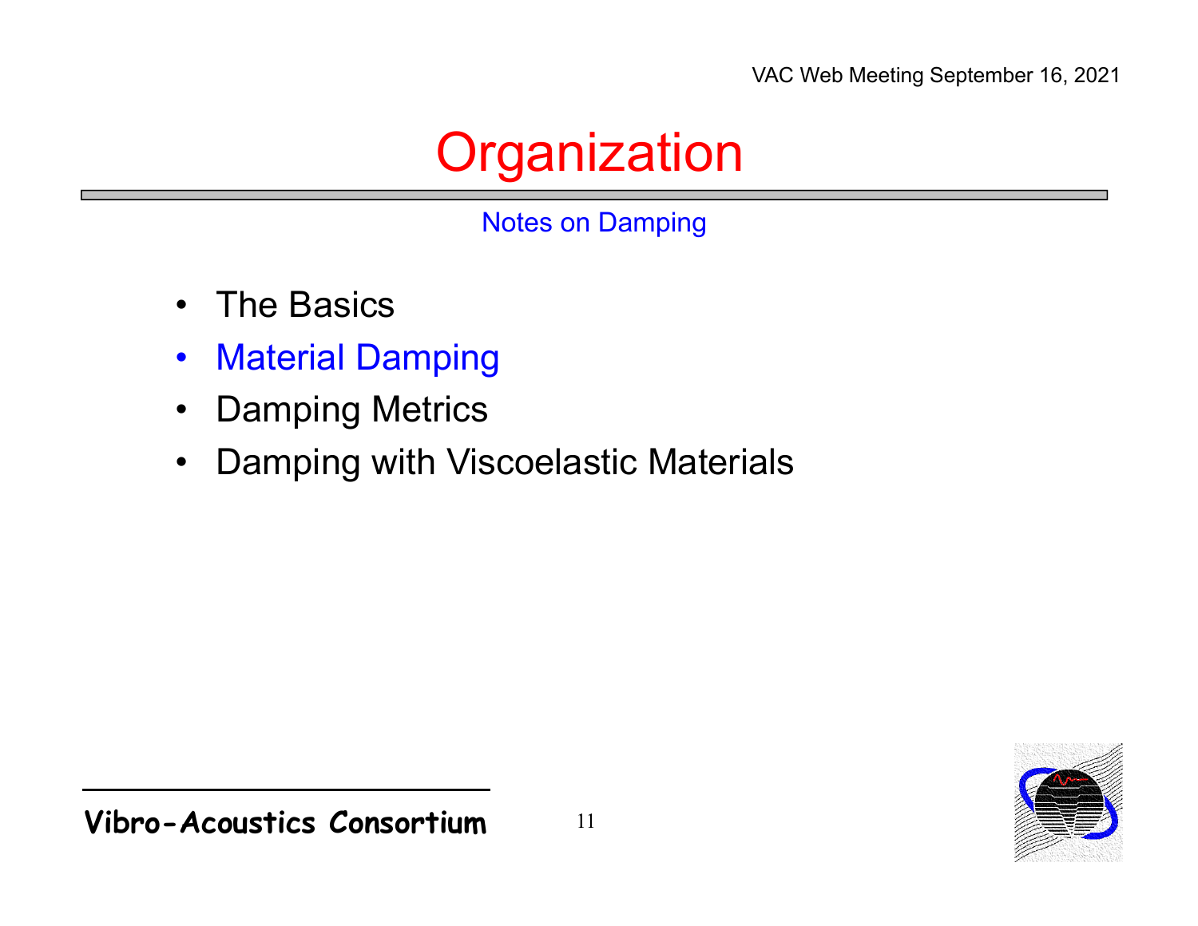# Organization

Notes on Damping

- The Basics
- Material Damping
- Damping Metrics
- Damping with Viscoelastic Materials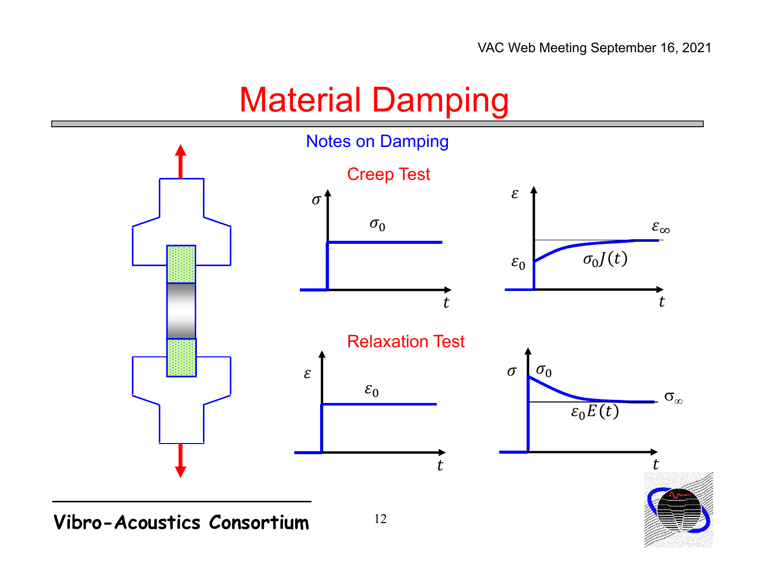# Material Damping

## Notes on Damping

### Creep Test

$\sigma$

$\sigma_0$

$t$

$\varepsilon$

$\varepsilon_\infty$

$\varepsilon_0$

$\sigma_0 J(t)$

$t$

### Relaxation Test

$\varepsilon$

$\varepsilon_0$

$t$

$\sigma$

$\sigma_0$

$\sigma_\infty$

$\varepsilon_0 E(t)$

$t$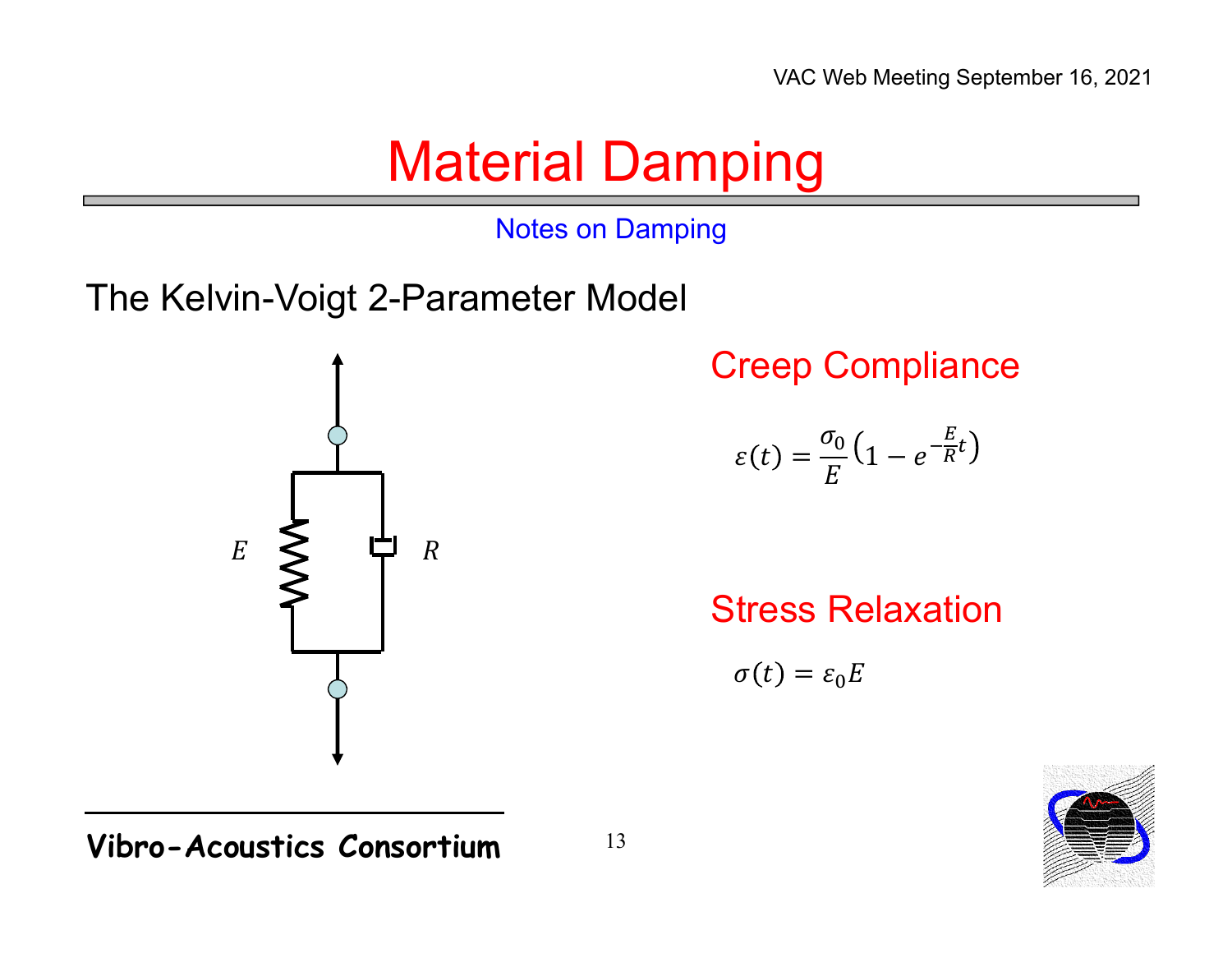# Material Damping

Notes on Damping

## The Kelvin-Voigt 2-Parameter Model

$E$ $R$

### Creep Compliance

$$\varepsilon(t) = \frac{\sigma_0}{E}\left(1 - e^{-\frac{E}{R}t}\right)$$

### Stress Relaxation

$$\sigma(t) = \varepsilon_0 E$$

**Vibro-Acoustics Consortium**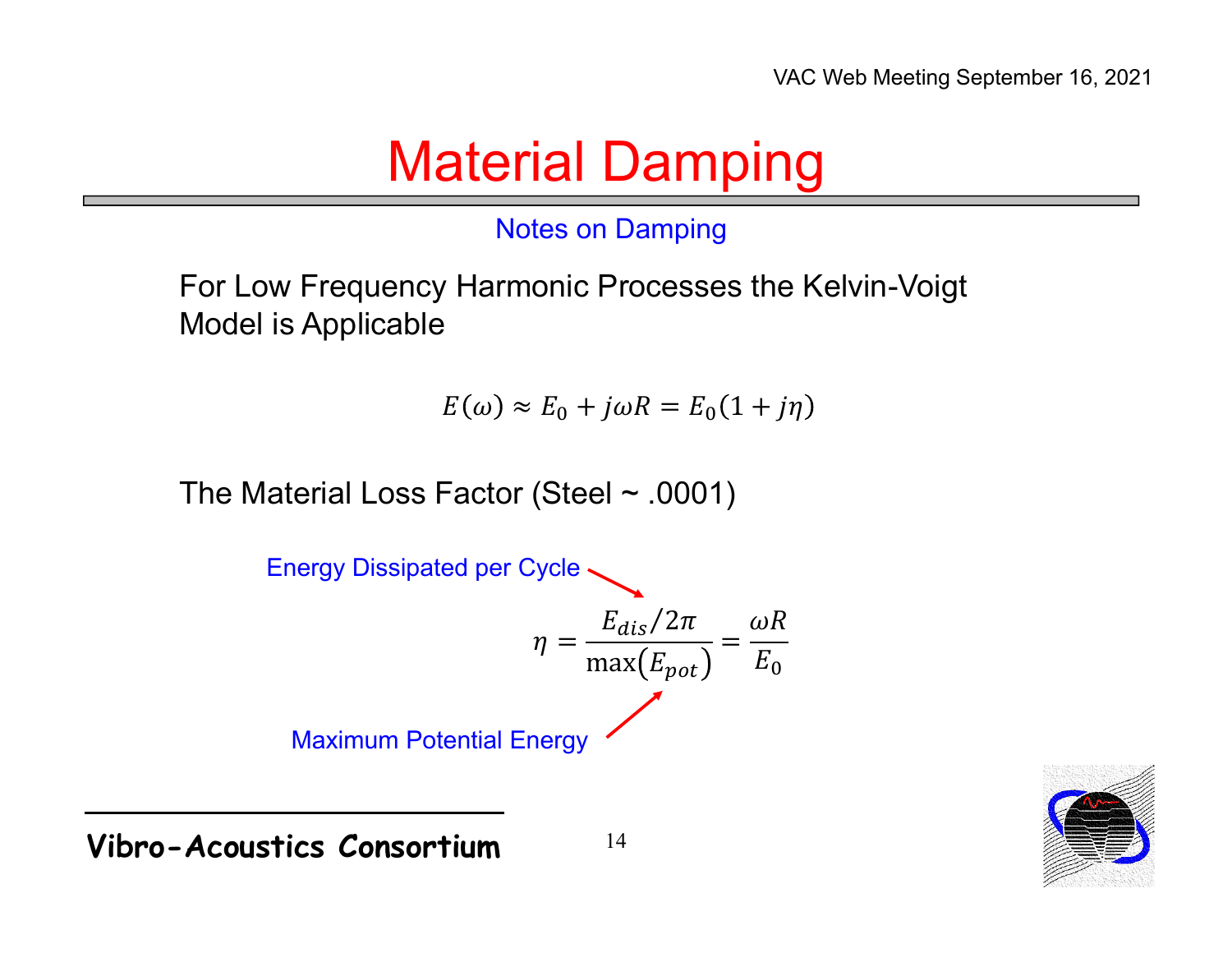# Material Damping

## Notes on Damping

For Low Frequency Harmonic Processes the Kelvin-Voigt Model is Applicable

$$E(\omega) \approx E_0 + j\omega R = E_0(1 + j\eta)$$

The Material Loss Factor (Steel ~ .0001)

Energy Dissipated per Cycle

$$\eta = \frac{E_{dis}/2\pi}{\max(E_{pot})} = \frac{\omega R}{E_0}$$

Maximum Potential Energy

**Vibro-Acoustics Consortium**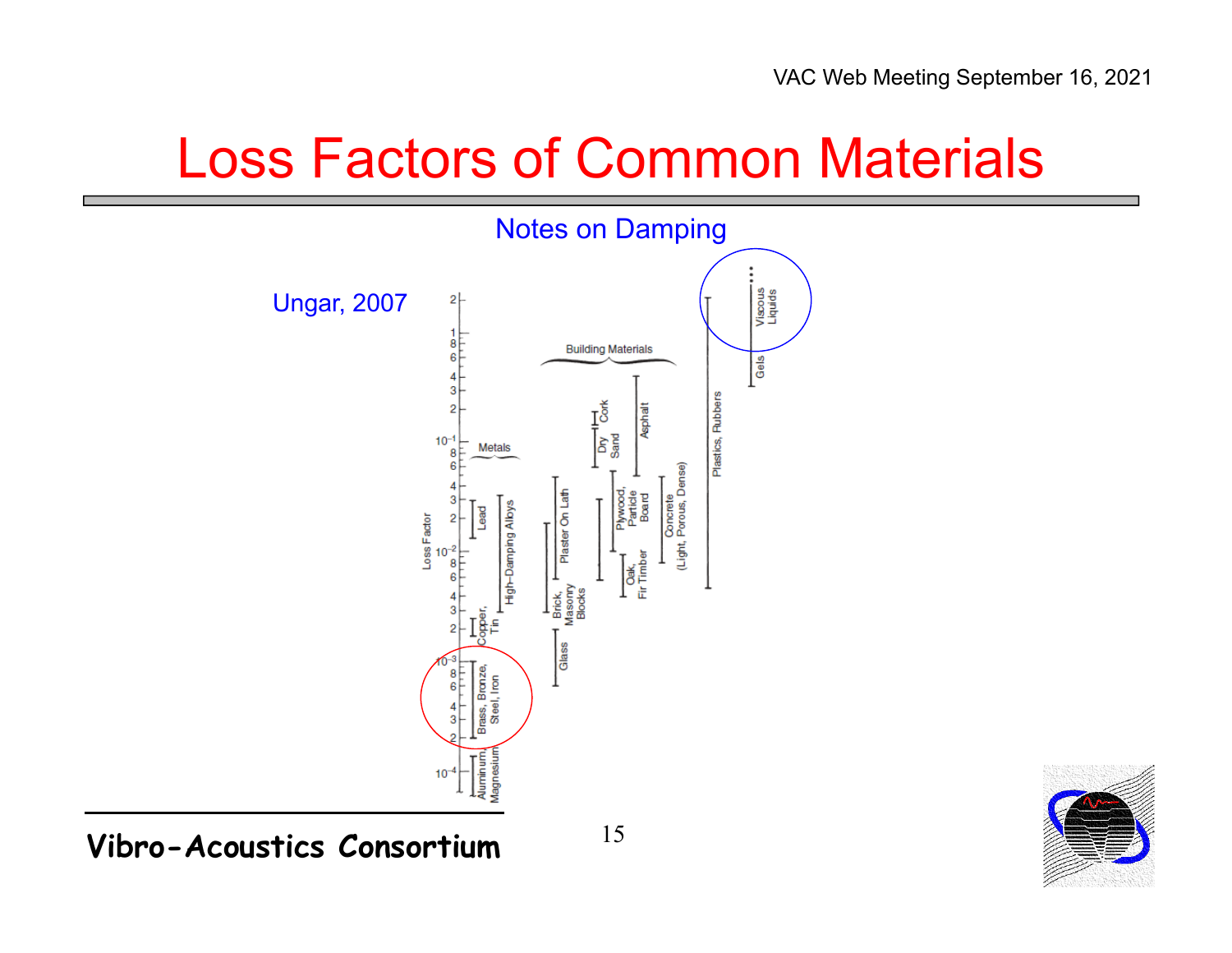# Loss Factors of Common Materials

Notes on Damping

Ungar, 2007

Loss Factor

Metals: Lead; High-Damping Alloys; Copper, Tin; Brass, Bronze, Steel, Iron; Aluminum, Magnesium

Building Materials: Plaster On Lath; Brick, Masonry Blocks; Glass; Cork; Dry Sand; Asphalt; Plywood, Particle Board; Oak, Fir Timber; Concrete (Light, Porous, Dense)

Plastics, Rubbers

Viscous Liquids

Gels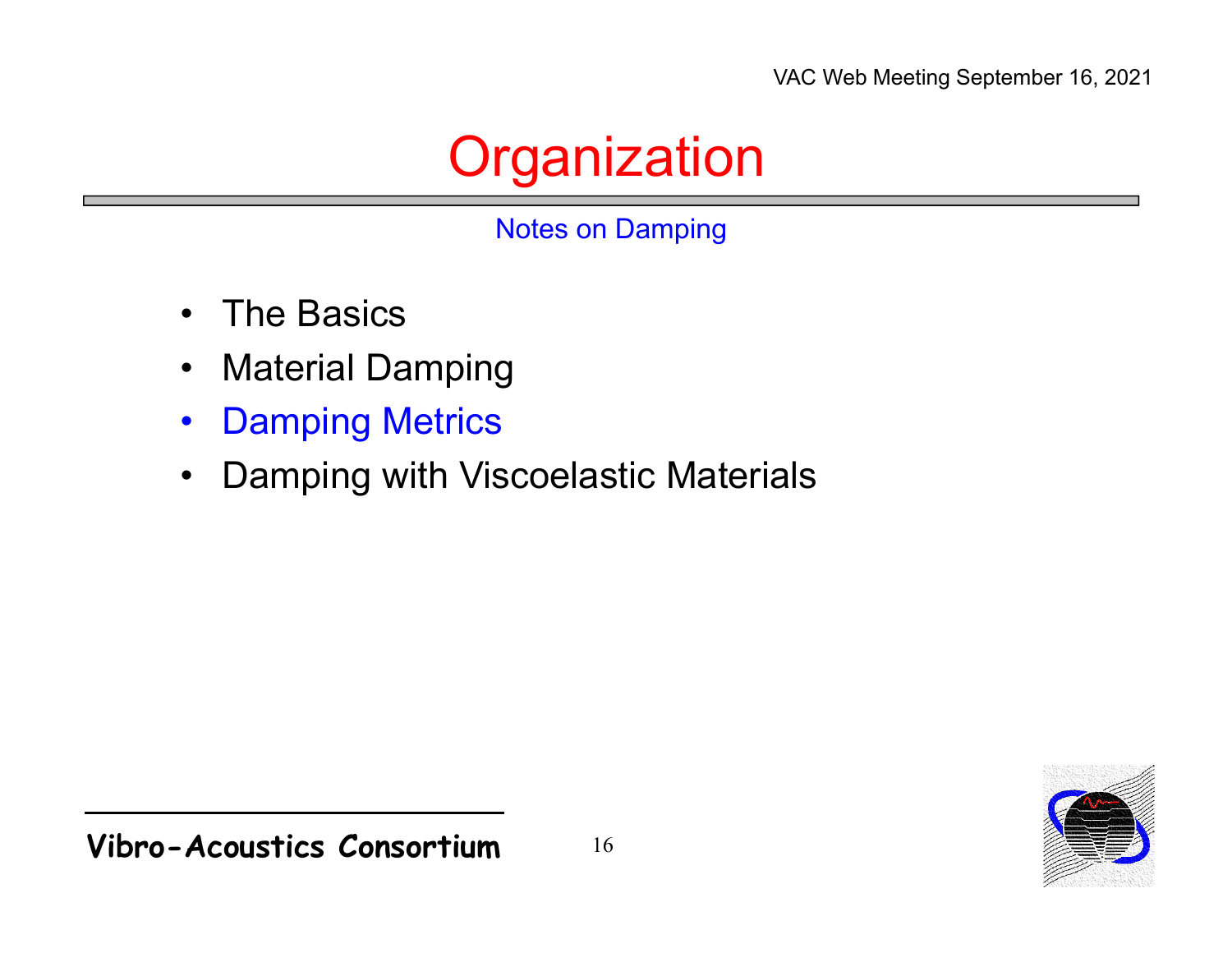# Organization

Notes on Damping

- The Basics
- Material Damping
- Damping Metrics
- Damping with Viscoelastic Materials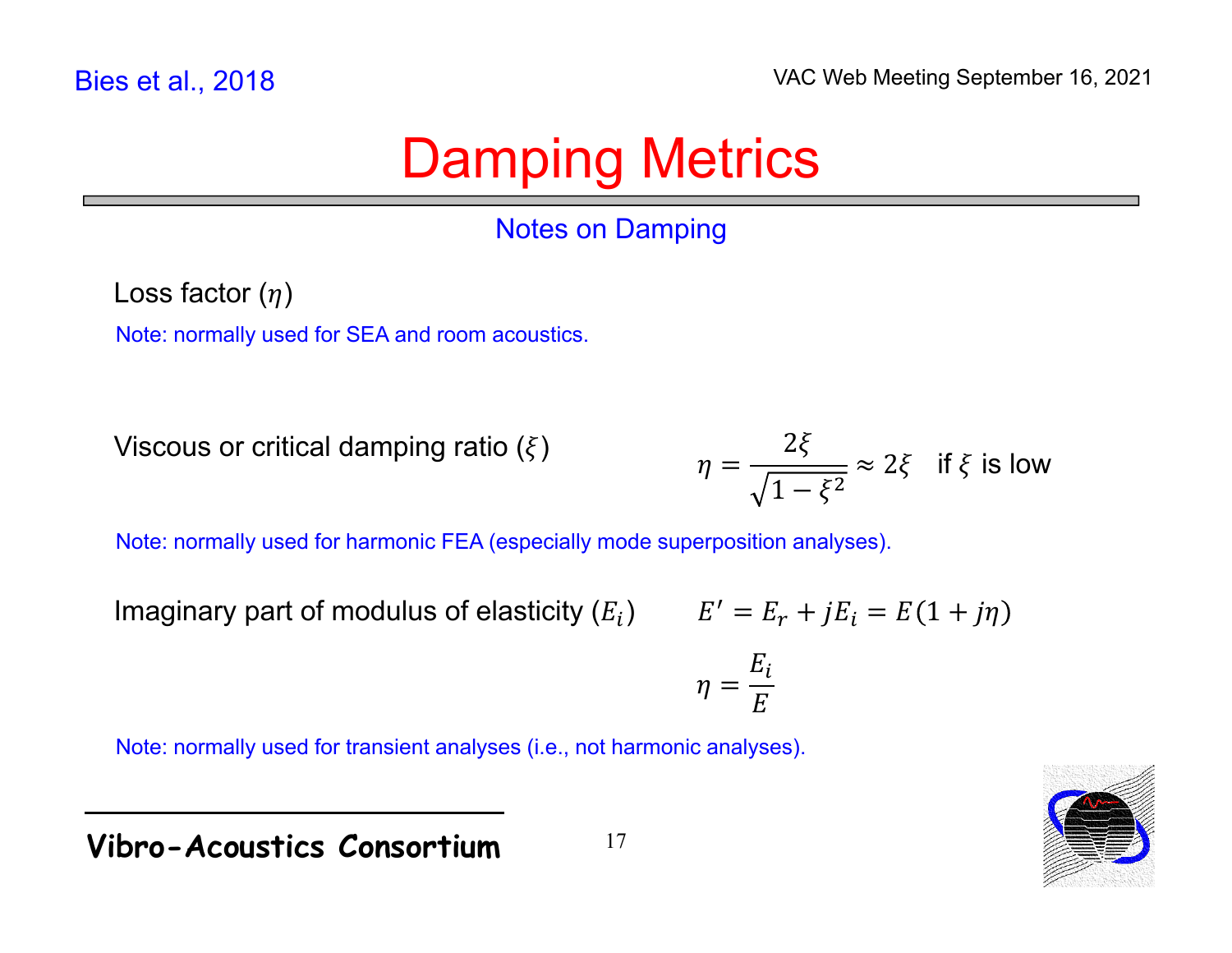Bies et al., 2018

# Damping Metrics

## Notes on Damping

Loss factor ($\eta$)

Note: normally used for SEA and room acoustics.

Viscous or critical damping ratio ($\xi$)

$$\eta = \frac{2\xi}{\sqrt{1-\xi^2}} \approx 2\xi \quad \text{if } \xi \text{ is low}$$

Note: normally used for harmonic FEA (especially mode superposition analyses).

Imaginary part of modulus of elasticity ($E_i$)

$$E' = E_r + jE_i = E(1 + j\eta)$$

$$\eta = \frac{E_i}{E}$$

Note: normally used for transient analyses (i.e., not harmonic analyses).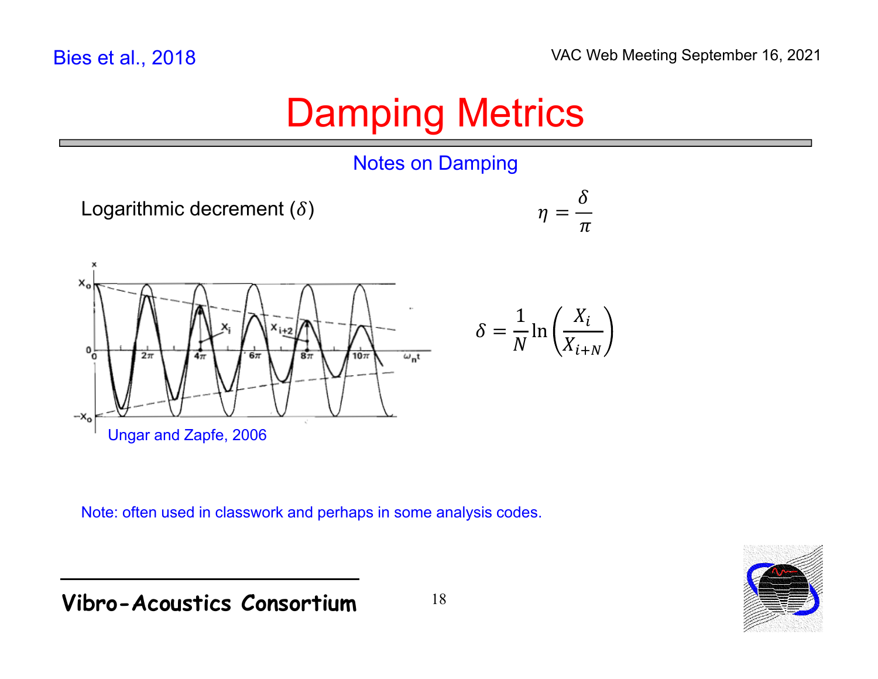Bies et al., 2018

# Damping Metrics

## Notes on Damping

Logarithmic decrement ($\delta$)

$$\eta = \frac{\delta}{\pi}$$

Ungar and Zapfe, 2006

$$\delta = \frac{1}{N}\ln\left(\frac{X_i}{X_{i+N}}\right)$$

Note: often used in classwork and perhaps in some analysis codes.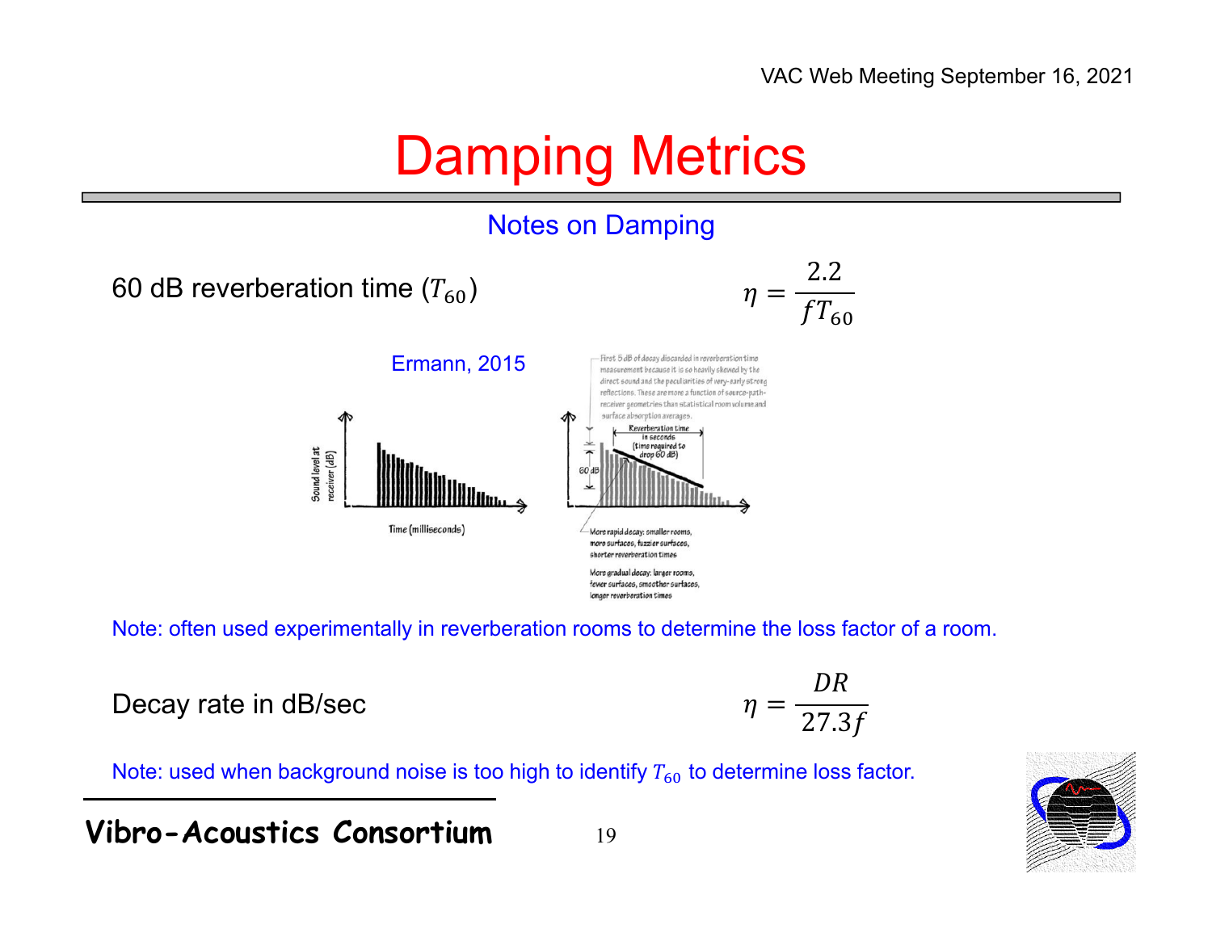# Damping Metrics

## Notes on Damping

60 dB reverberation time ($T_{60}$)

$$\eta = \frac{2.2}{fT_{60}}$$

Ermann, 2015

First 5 dB of decay discarded in reverberation time measurement because it is so heavily skewed by the direct sound and the peculiarities of very-early strong reflections. These are more a function of source-path-receiver geometries than statistical room volume and surface absorption averages.

Reverberation time in seconds (time required to drop 60 dB)

60 dB

Sound level at receiver (dB)

Time (milliseconds)

More rapid decay: smaller rooms, more surfaces, fuzzier surfaces, shorter reverberation times

More gradual decay: larger rooms, fewer surfaces, smoother surfaces, longer reverberation times

Note: often used experimentally in reverberation rooms to determine the loss factor of a room.

Decay rate in dB/sec

$$\eta = \frac{DR}{27.3f}$$

Note: used when background noise is too high to identify $T_{60}$ to determine loss factor.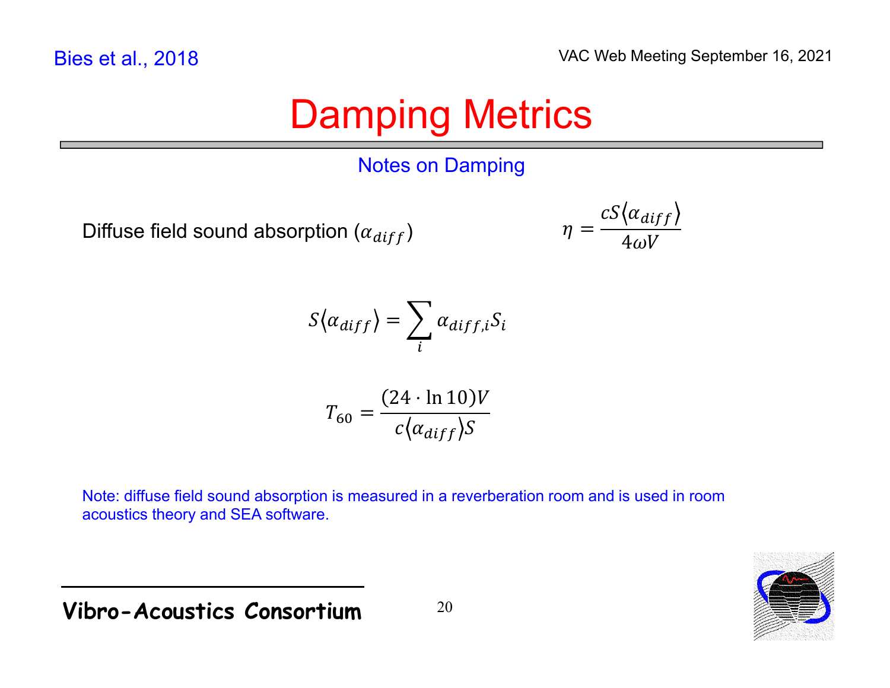Bies et al., 2018

# Damping Metrics

## Notes on Damping

Diffuse field sound absorption ($\alpha_{diff}$)

$$\eta = \frac{cS\langle \alpha_{diff} \rangle}{4\omega V}$$

$$S\langle \alpha_{diff} \rangle = \sum_i \alpha_{diff,i} S_i$$

$$T_{60} = \frac{(24 \cdot \ln 10)V}{c\langle \alpha_{diff} \rangle S}$$

Note: diffuse field sound absorption is measured in a reverberation room and is used in room acoustics theory and SEA software.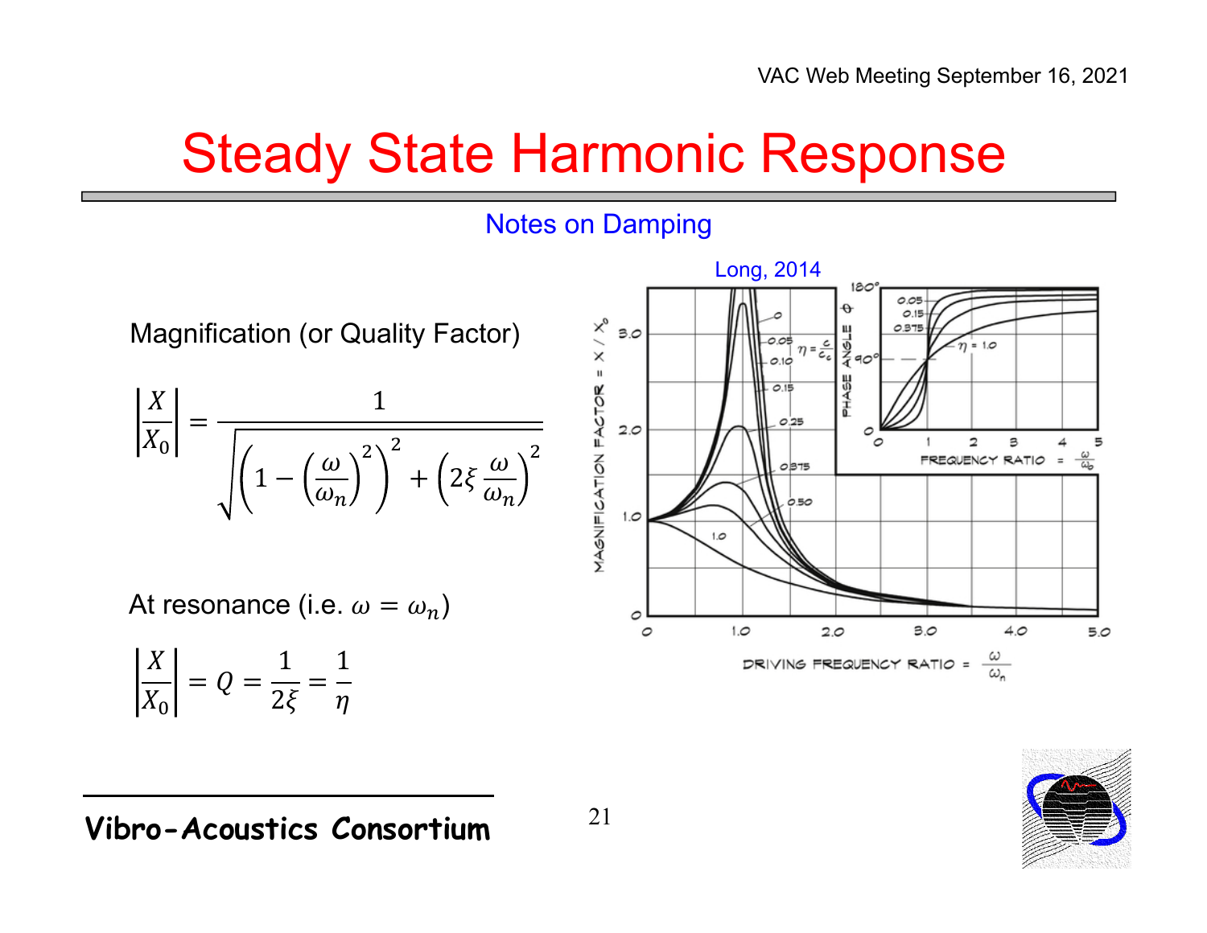# Steady State Harmonic Response

## Notes on Damping

Magnification (or Quality Factor)

$$\left|\frac{X}{X_0}\right| = \frac{1}{\sqrt{\left(1-\left(\frac{\omega}{\omega_n}\right)^2\right)^2 + \left(2\xi\frac{\omega}{\omega_n}\right)^2}}$$

At resonance (i.e. $\omega = \omega_n$)

$$\left|\frac{X}{X_0}\right| = Q = \frac{1}{2\xi} = \frac{1}{\eta}$$

Long, 2014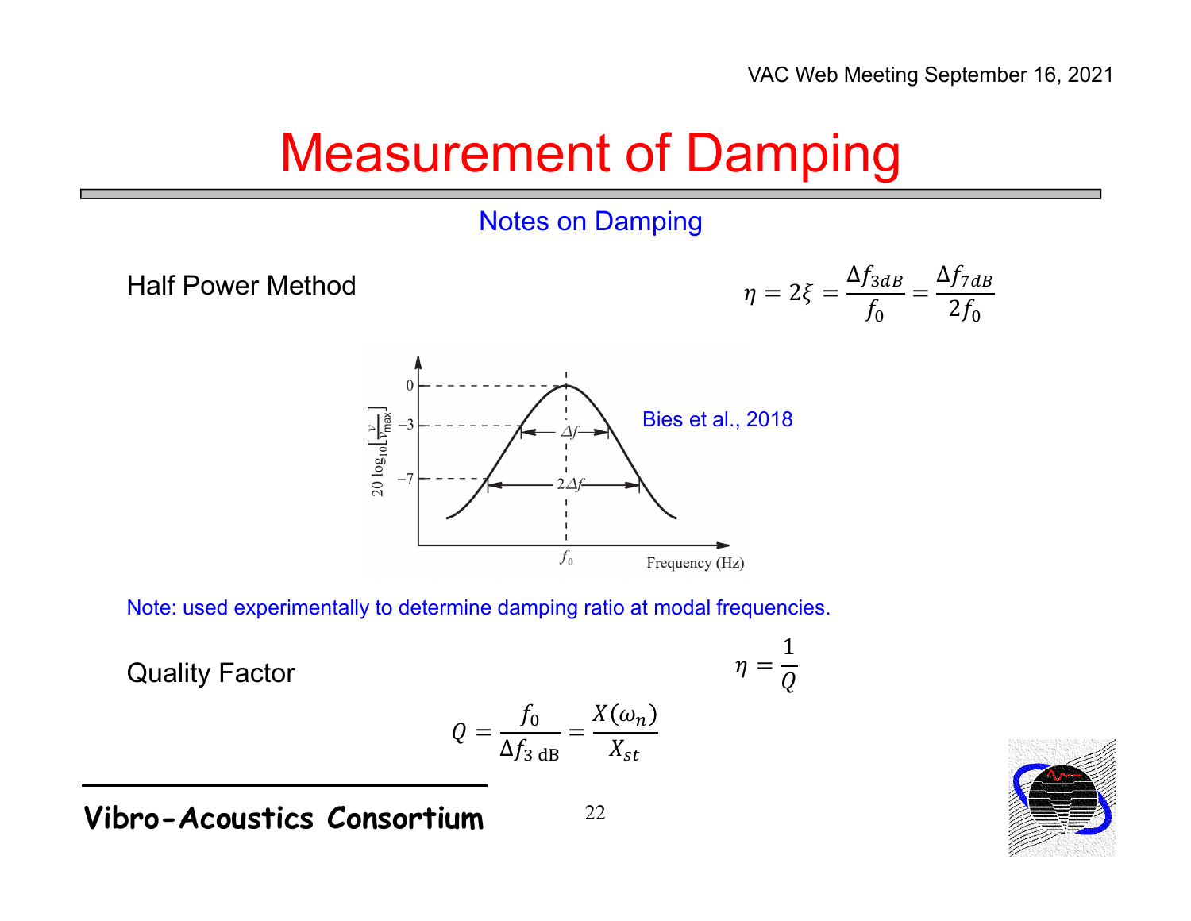# Measurement of Damping

## Notes on Damping

Half Power Method

$$\eta = 2\xi = \frac{\Delta f_{3dB}}{f_0} = \frac{\Delta f_{7dB}}{2f_0}$$

Bies et al., 2018

Note: used experimentally to determine damping ratio at modal frequencies.

Quality Factor

$$\eta = \frac{1}{Q}$$

$$Q = \frac{f_0}{\Delta f_{3\ \mathrm{dB}}} = \frac{X(\omega_n)}{X_{st}}$$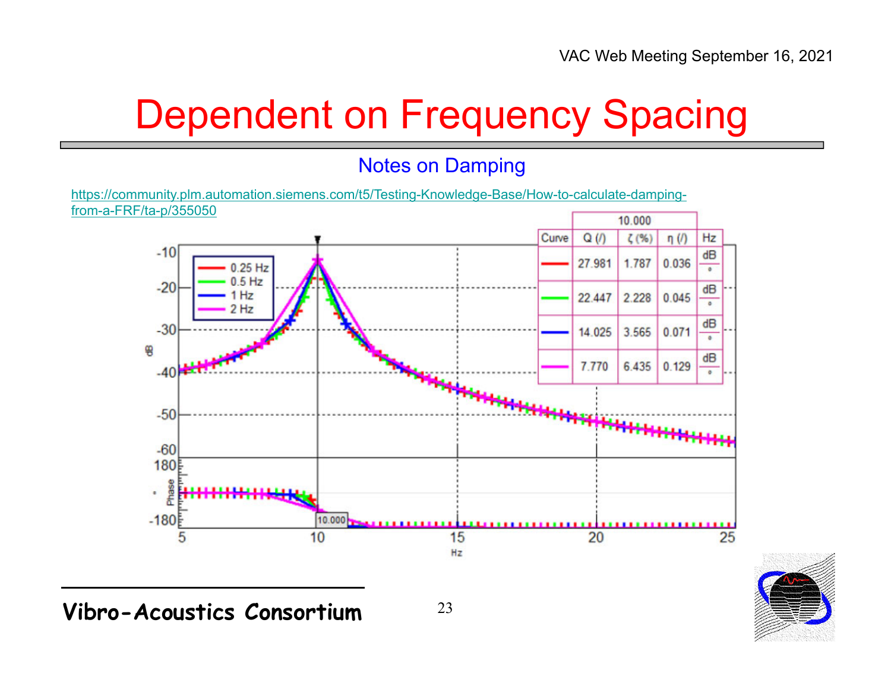# Dependent on Frequency Spacing

## Notes on Damping

https://community.plm.automation.siemens.com/t5/Testing-Knowledge-Base/How-to-calculate-damping-from-a-FRF/ta-p/355050

| | 10.000 | | | |
|---|---|---|---|---|
| Curve | Q (/) | ζ (%) | η (/) | Hz |
| 0.25 Hz (red) | 27.981 | 1.787 | 0.036 | dB / ° |
| 0.5 Hz (green) | 22.447 | 2.228 | 0.045 | dB / ° |
| 1 Hz (blue) | 14.025 | 3.565 | 0.071 | dB / ° |
| 2 Hz (magenta) | 7.770 | 6.435 | 0.129 | dB / ° |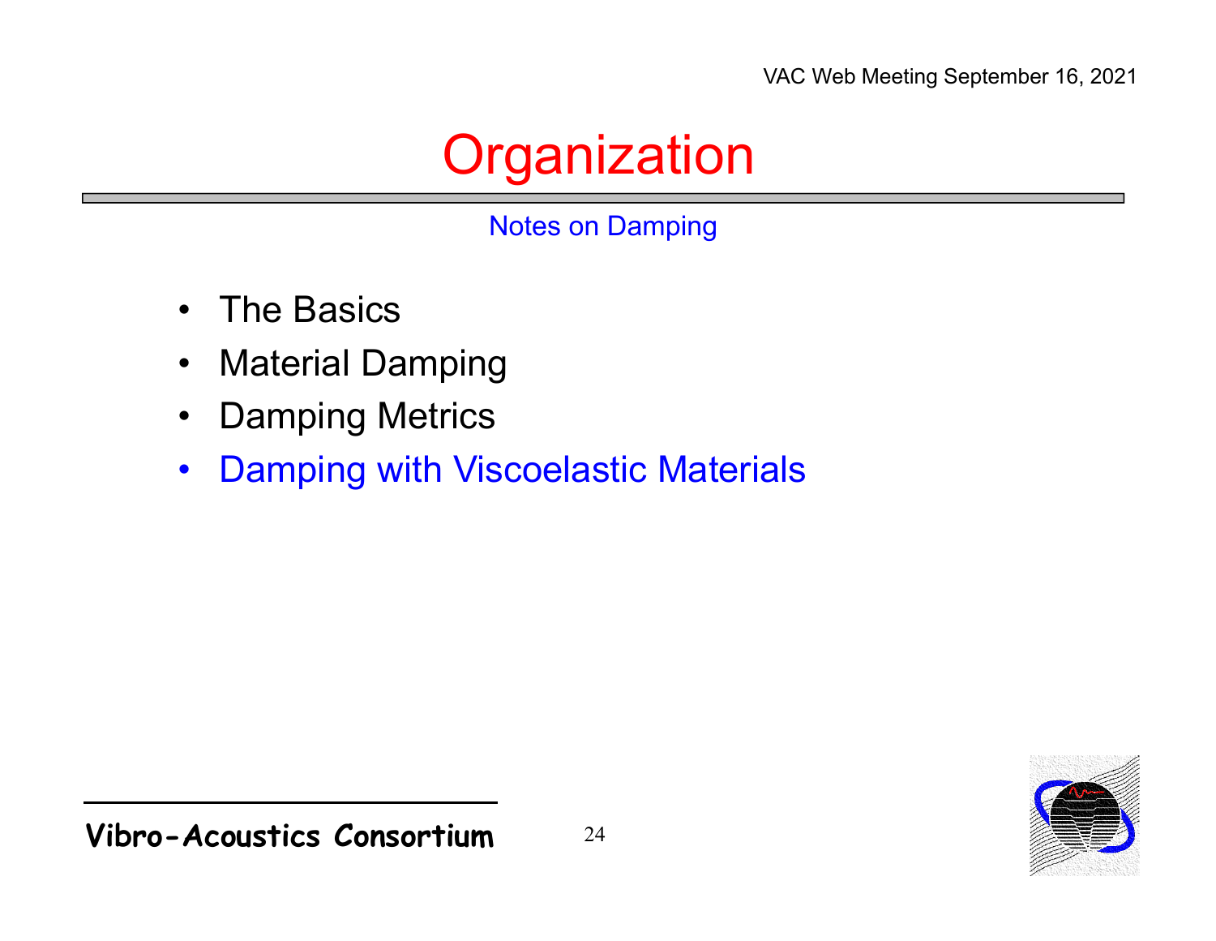# Organization

Notes on Damping

- The Basics
- Material Damping
- Damping Metrics
- Damping with Viscoelastic Materials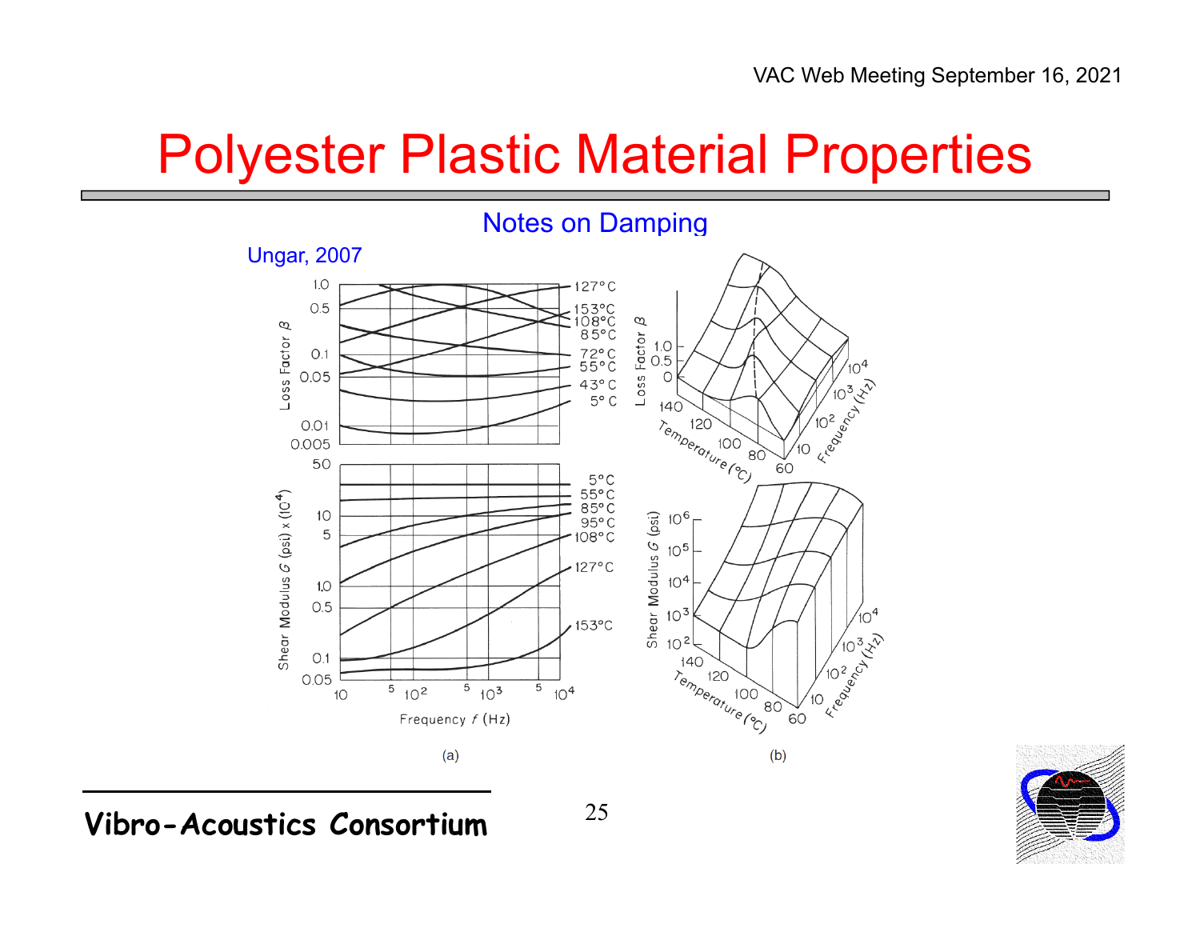# Polyester Plastic Material Properties

## Notes on Damping

Ungar, 2007

(a)

(b)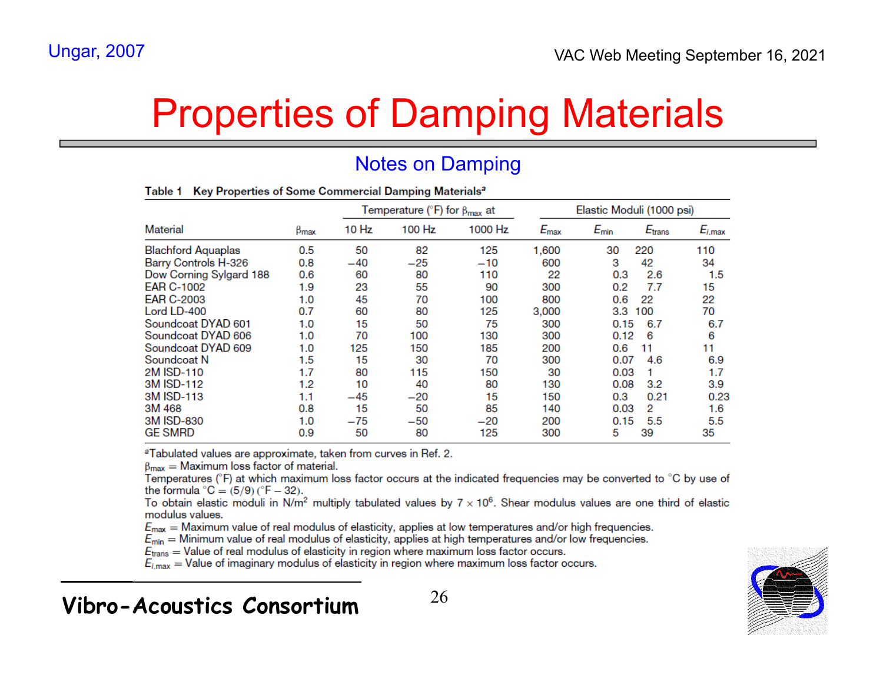Ungar, 2007

# Properties of Damping Materials

## Notes on Damping

**Table 1 Key Properties of Some Commercial Damping Materials**[a]

| Material | $\beta_{max}$ | Temperature (°F) for $\beta_{max}$ at | | | Elastic Moduli (1000 psi) | | | |
|---|---|---|---|---|---|---|---|---|
| | | 10 Hz | 100 Hz | 1000 Hz | $E_{max}$ | $E_{min}$ | $E_{trans}$ | $E_{i,max}$ |
| Blachford Aquaplas | 0.5 | 50 | 82 | 125 | 1,600 | 30 | 220 | 110 |
| Barry Controls H-326 | 0.8 | −40 | −25 | −10 | 600 | 3 | 42 | 34 |
| Dow Corning Sylgard 188 | 0.6 | 60 | 80 | 110 | 22 | 0.3 | 2.6 | 1.5 |
| EAR C-1002 | 1.9 | 23 | 55 | 90 | 300 | 0.2 | 7.7 | 15 |
| EAR C-2003 | 1.0 | 45 | 70 | 100 | 800 | 0.6 | 22 | 22 |
| Lord LD-400 | 0.7 | 60 | 80 | 125 | 3,000 | 3.3 | 100 | 70 |
| Soundcoat DYAD 601 | 1.0 | 15 | 50 | 75 | 300 | 0.15 | 6.7 | 6.7 |
| Soundcoat DYAD 606 | 1.0 | 70 | 100 | 130 | 300 | 0.12 | 6 | 6 |
| Soundcoat DYAD 609 | 1.0 | 125 | 150 | 185 | 200 | 0.6 | 11 | 11 |
| Soundcoat N | 1.5 | 15 | 30 | 70 | 300 | 0.07 | 4.6 | 6.9 |
| 2M ISD-110 | 1.7 | 80 | 115 | 150 | 30 | 0.03 | 1 | 1.7 |
| 3M ISD-112 | 1.2 | 10 | 40 | 80 | 130 | 0.08 | 3.2 | 3.9 |
| 3M ISD-113 | 1.1 | −45 | −20 | 15 | 150 | 0.3 | 0.21 | 0.23 |
| 3M 468 | 0.8 | 15 | 50 | 85 | 140 | 0.03 | 2 | 1.6 |
| 3M ISD-830 | 1.0 | −75 | −50 | −20 | 200 | 0.15 | 5.5 | 5.5 |
| GE SMRD | 0.9 | 50 | 80 | 125 | 300 | 5 | 39 | 35 |

[a]Tabulated values are approximate, taken from curves in Ref. 2.

$\beta_{max}$ = Maximum loss factor of material.

Temperatures (°F) at which maximum loss factor occurs at the indicated frequencies may be converted to °C by use of the formula °C = (5/9) (°F − 32).

To obtain elastic moduli in N/m$^2$ multiply tabulated values by $7 \times 10^6$. Shear modulus values are one third of elastic modulus values.

$E_{max}$ = Maximum value of real modulus of elasticity, applies at low temperatures and/or high frequencies.

$E_{min}$ = Minimum value of real modulus of elasticity, applies at high temperatures and/or low frequencies.

$E_{trans}$ = Value of real modulus of elasticity in region where maximum loss factor occurs.

$E_{i,max}$ = Value of imaginary modulus of elasticity in region where maximum loss factor occurs.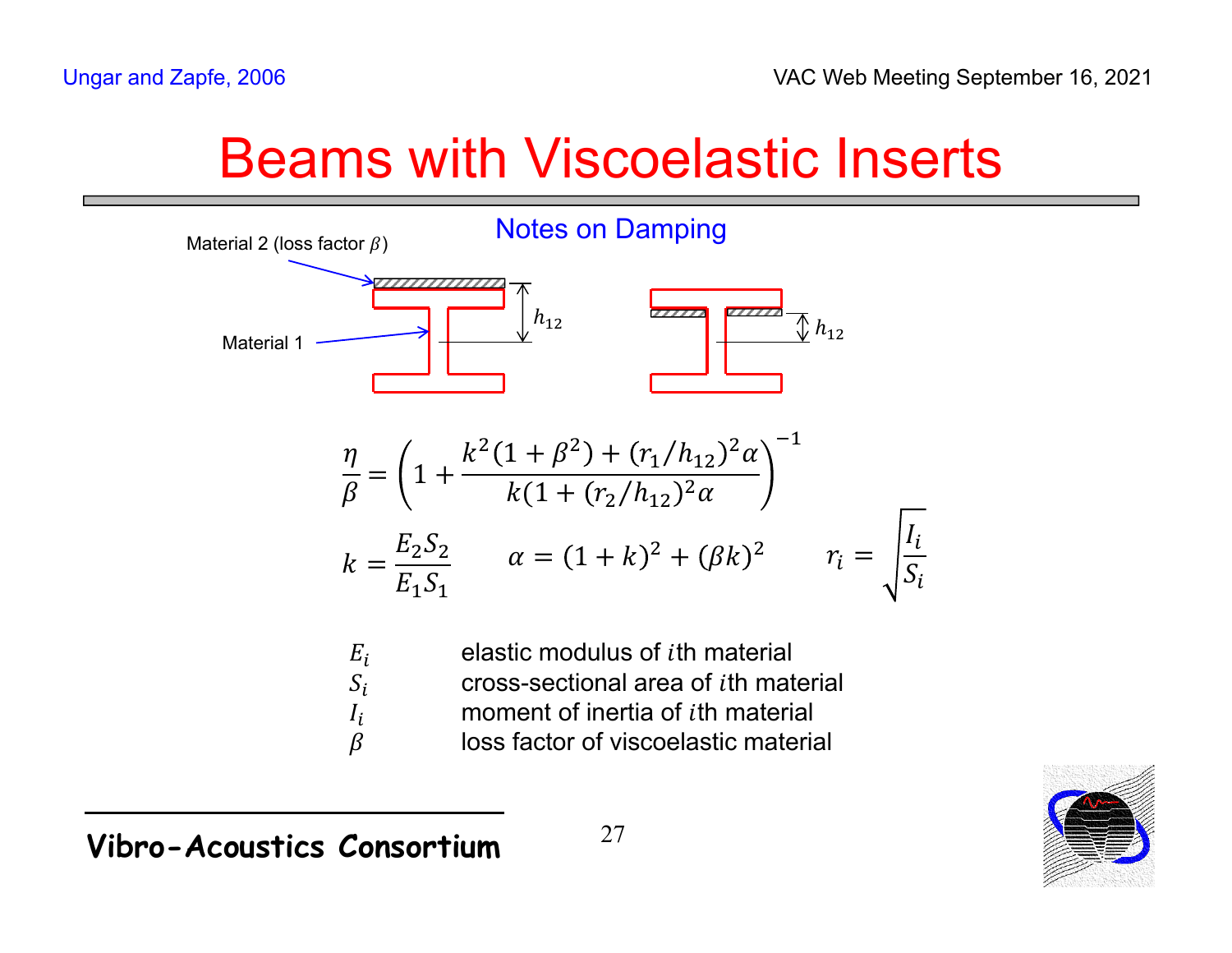Ungar and Zapfe, 2006

# Beams with Viscoelastic Inserts

## Notes on Damping

Material 2 (loss factor $\beta$)

Material 1

$h_{12}$

$h_{12}$

$$\frac{\eta}{\beta} = \left(1 + \frac{k^2(1+\beta^2) + (r_1/h_{12})^2\alpha}{k(1+(r_2/h_{12})^2\alpha}\right)^{-1}$$

$$k = \frac{E_2 S_2}{E_1 S_1} \qquad \alpha = (1+k)^2 + (\beta k)^2 \qquad r_i = \sqrt{\frac{I_i}{S_i}}$$

| | |
|---|---|
| $E_i$ | elastic modulus of $i$th material |
| $S_i$ | cross-sectional area of $i$th material |
| $I_i$ | moment of inertia of $i$th material |
| $\beta$ | loss factor of viscoelastic material |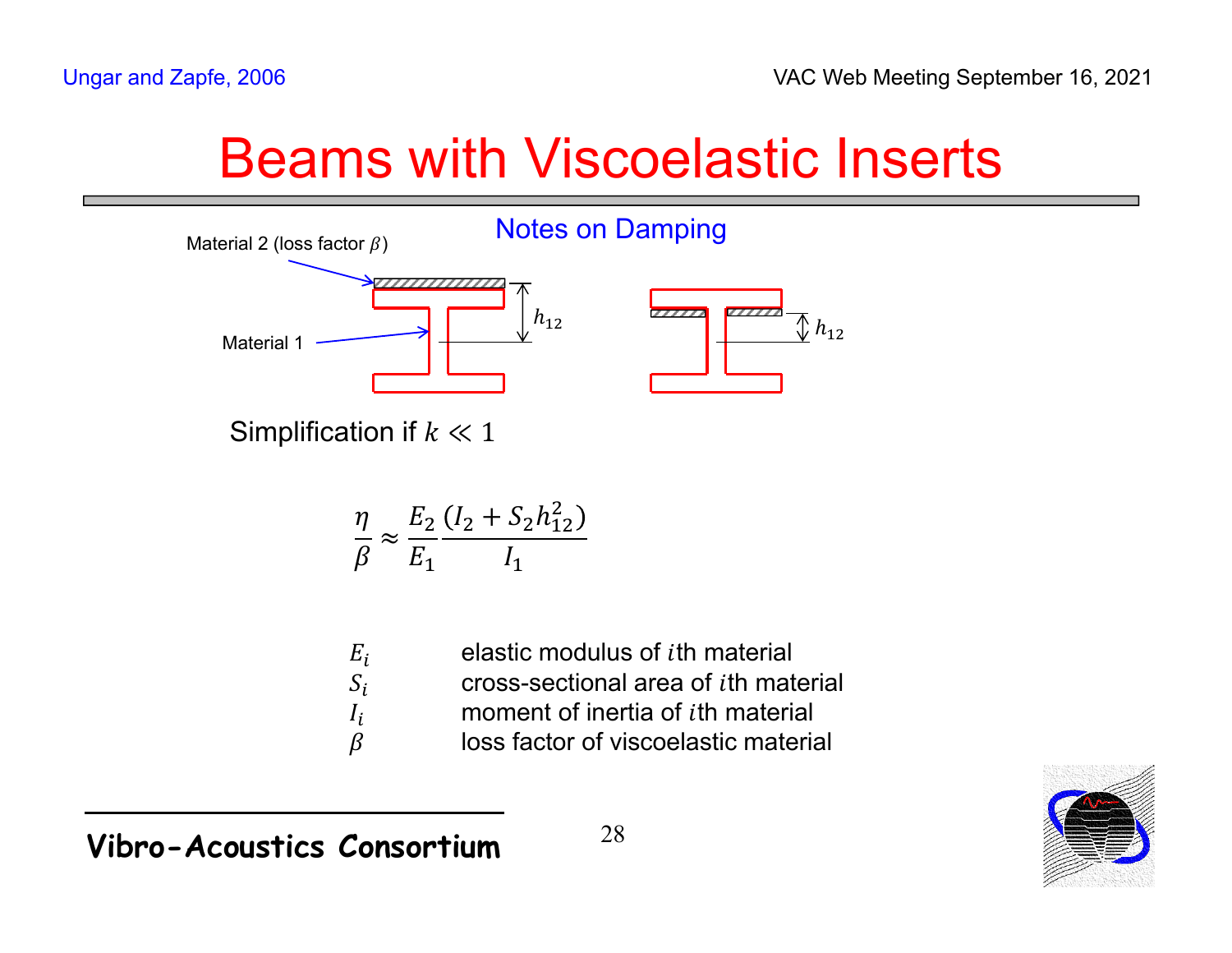# Beams with Viscoelastic Inserts

## Notes on Damping

Material 2 (loss factor $\beta$)

Material 1

$h_{12}$

$h_{12}$

Simplification if $k \ll 1$

$$\frac{\eta}{\beta} \approx \frac{E_2}{E_1} \frac{(I_2 + S_2 h_{12}^2)}{I_1}$$

| | |
|---|---|
| $E_i$ | elastic modulus of $i$th material |
| $S_i$ | cross-sectional area of $i$th material |
| $I_i$ | moment of inertia of $i$th material |
| $\beta$ | loss factor of viscoelastic material |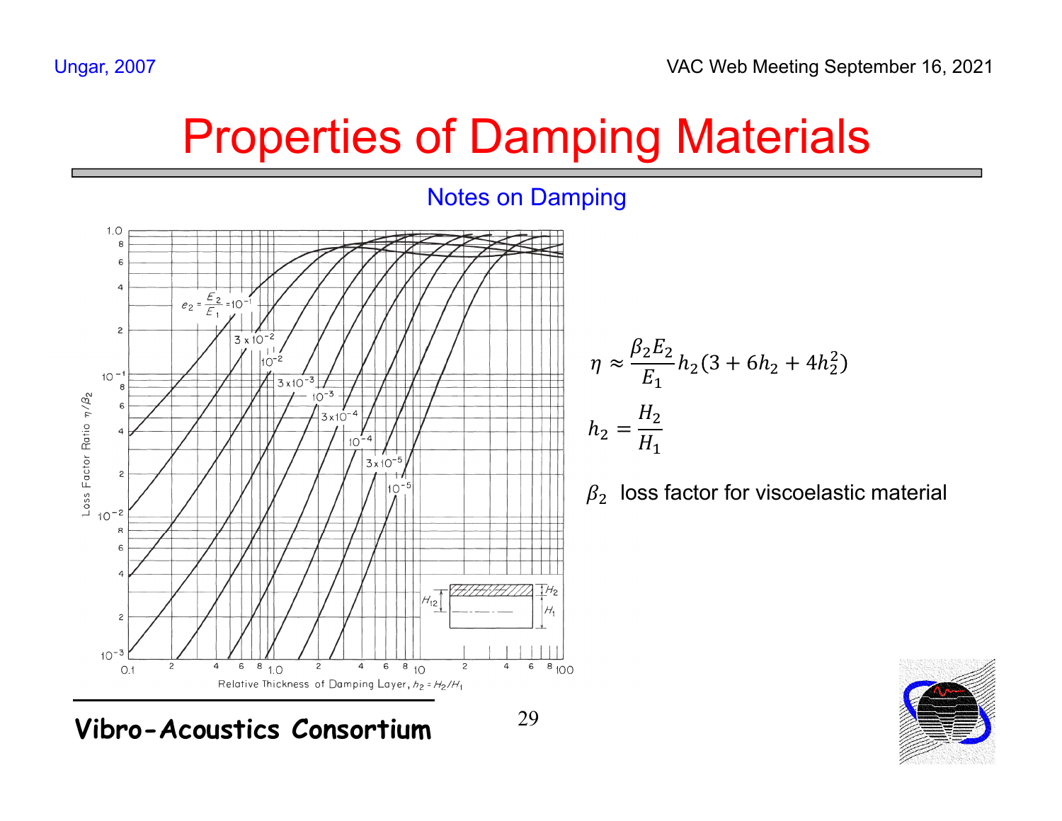# Properties of Damping Materials

## Notes on Damping

$$\eta \approx \frac{\beta_2 E_2}{E_1} h_2 (3 + 6h_2 + 4h_2^2)$$

$$h_2 = \frac{H_2}{H_1}$$

$\beta_2$ loss factor for viscoelastic material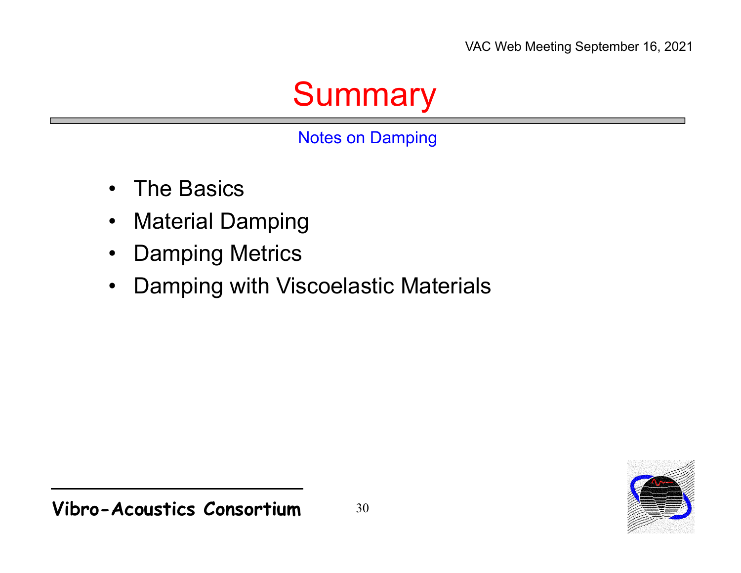# Summary

## Notes on Damping

- The Basics
- Material Damping
- Damping Metrics
- Damping with Viscoelastic Materials